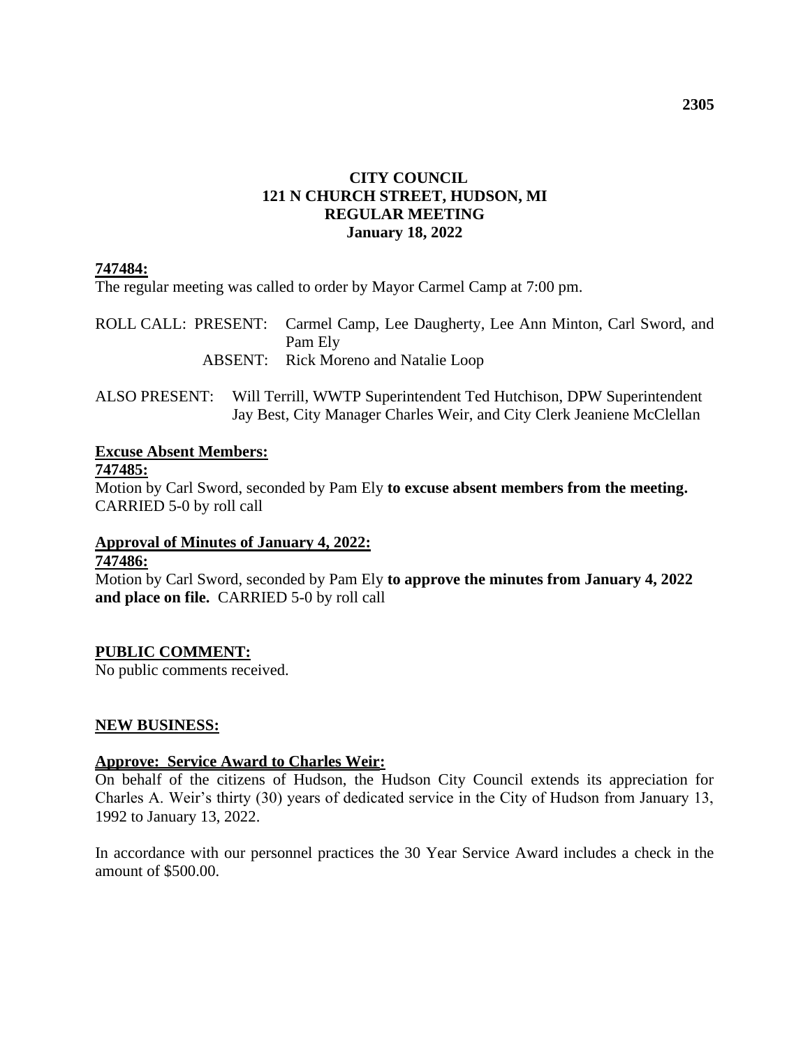**CITY COUNCIL**
**121 N CHURCH STREET, HUDSON, MI**
**REGULAR MEETING**
**January 18, 2022**

**747484:**
The regular meeting was called to order by Mayor Carmel Camp at 7:00 pm.

ROLL CALL: PRESENT: Carmel Camp, Lee Daugherty, Lee Ann Minton, Carl Sword, and Pam Ely
ABSENT: Rick Moreno and Natalie Loop

ALSO PRESENT: Will Terrill, WWTP Superintendent Ted Hutchison, DPW Superintendent Jay Best, City Manager Charles Weir, and City Clerk Jeaniene McClellan

**Excuse Absent Members:**
**747485:**
Motion by Carl Sword, seconded by Pam Ely **to excuse absent members from the meeting.** CARRIED 5-0 by roll call

**Approval of Minutes of January 4, 2022:**
**747486:**
Motion by Carl Sword, seconded by Pam Ely **to approve the minutes from January 4, 2022 and place on file.** CARRIED 5-0 by roll call

**PUBLIC COMMENT:**
No public comments received.

**NEW BUSINESS:**

**Approve: Service Award to Charles Weir:**
On behalf of the citizens of Hudson, the Hudson City Council extends its appreciation for Charles A. Weir's thirty (30) years of dedicated service in the City of Hudson from January 13, 1992 to January 13, 2022.

In accordance with our personnel practices the 30 Year Service Award includes a check in the amount of $500.00.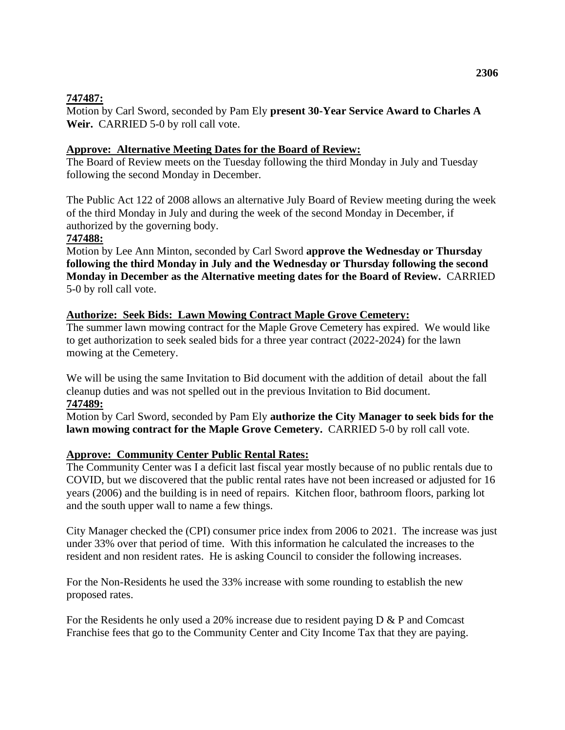**747487:**

Motion by Carl Sword, seconded by Pam Ely **present 30-Year Service Award to Charles A Weir.** CARRIED 5-0 by roll call vote.

**Approve: Alternative Meeting Dates for the Board of Review:**

The Board of Review meets on the Tuesday following the third Monday in July and Tuesday following the second Monday in December.

The Public Act 122 of 2008 allows an alternative July Board of Review meeting during the week of the third Monday in July and during the week of the second Monday in December, if authorized by the governing body.

**747488:**

Motion by Lee Ann Minton, seconded by Carl Sword **approve the Wednesday or Thursday following the third Monday in July and the Wednesday or Thursday following the second Monday in December as the Alternative meeting dates for the Board of Review.** CARRIED 5-0 by roll call vote.

**Authorize: Seek Bids: Lawn Mowing Contract Maple Grove Cemetery:**

The summer lawn mowing contract for the Maple Grove Cemetery has expired. We would like to get authorization to seek sealed bids for a three year contract (2022-2024) for the lawn mowing at the Cemetery.

We will be using the same Invitation to Bid document with the addition of detail about the fall cleanup duties and was not spelled out in the previous Invitation to Bid document.

**747489:**

Motion by Carl Sword, seconded by Pam Ely **authorize the City Manager to seek bids for the lawn mowing contract for the Maple Grove Cemetery.** CARRIED 5-0 by roll call vote.

**Approve: Community Center Public Rental Rates:**

The Community Center was I a deficit last fiscal year mostly because of no public rentals due to COVID, but we discovered that the public rental rates have not been increased or adjusted for 16 years (2006) and the building is in need of repairs. Kitchen floor, bathroom floors, parking lot and the south upper wall to name a few things.

City Manager checked the (CPI) consumer price index from 2006 to 2021. The increase was just under 33% over that period of time. With this information he calculated the increases to the resident and non resident rates. He is asking Council to consider the following increases.

For the Non-Residents he used the 33% increase with some rounding to establish the new proposed rates.

For the Residents he only used a 20% increase due to resident paying D & P and Comcast Franchise fees that go to the Community Center and City Income Tax that they are paying.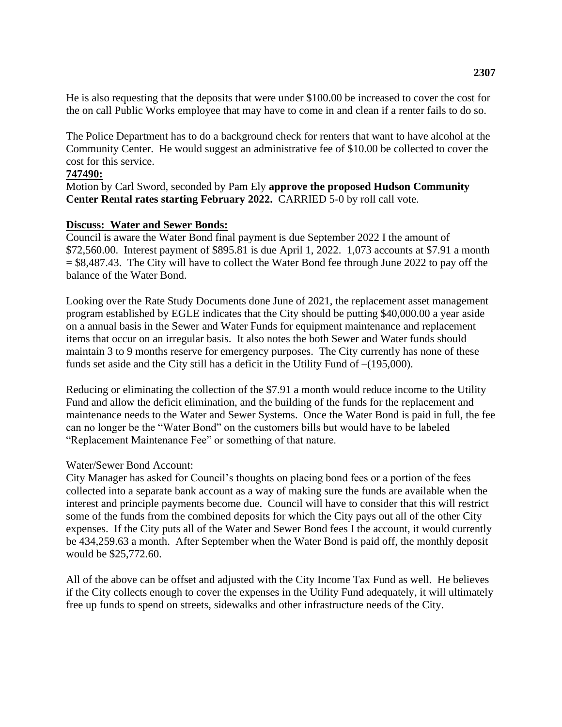He is also requesting that the deposits that were under $100.00 be increased to cover the cost for the on call Public Works employee that may have to come in and clean if a renter fails to do so.

The Police Department has to do a background check for renters that want to have alcohol at the Community Center. He would suggest an administrative fee of $10.00 be collected to cover the cost for this service.

**747490:**

Motion by Carl Sword, seconded by Pam Ely **approve the proposed Hudson Community Center Rental rates starting February 2022.** CARRIED 5-0 by roll call vote.

**Discuss: Water and Sewer Bonds:**

Council is aware the Water Bond final payment is due September 2022 I the amount of $72,560.00. Interest payment of $895.81 is due April 1, 2022. 1,073 accounts at $7.91 a month = $8,487.43. The City will have to collect the Water Bond fee through June 2022 to pay off the balance of the Water Bond.

Looking over the Rate Study Documents done June of 2021, the replacement asset management program established by EGLE indicates that the City should be putting $40,000.00 a year aside on a annual basis in the Sewer and Water Funds for equipment maintenance and replacement items that occur on an irregular basis. It also notes the both Sewer and Water funds should maintain 3 to 9 months reserve for emergency purposes. The City currently has none of these funds set aside and the City still has a deficit in the Utility Fund of –(195,000).

Reducing or eliminating the collection of the $7.91 a month would reduce income to the Utility Fund and allow the deficit elimination, and the building of the funds for the replacement and maintenance needs to the Water and Sewer Systems. Once the Water Bond is paid in full, the fee can no longer be the "Water Bond" on the customers bills but would have to be labeled "Replacement Maintenance Fee" or something of that nature.

Water/Sewer Bond Account:

City Manager has asked for Council's thoughts on placing bond fees or a portion of the fees collected into a separate bank account as a way of making sure the funds are available when the interest and principle payments become due. Council will have to consider that this will restrict some of the funds from the combined deposits for which the City pays out all of the other City expenses. If the City puts all of the Water and Sewer Bond fees I the account, it would currently be 434,259.63 a month. After September when the Water Bond is paid off, the monthly deposit would be $25,772.60.

All of the above can be offset and adjusted with the City Income Tax Fund as well. He believes if the City collects enough to cover the expenses in the Utility Fund adequately, it will ultimately free up funds to spend on streets, sidewalks and other infrastructure needs of the City.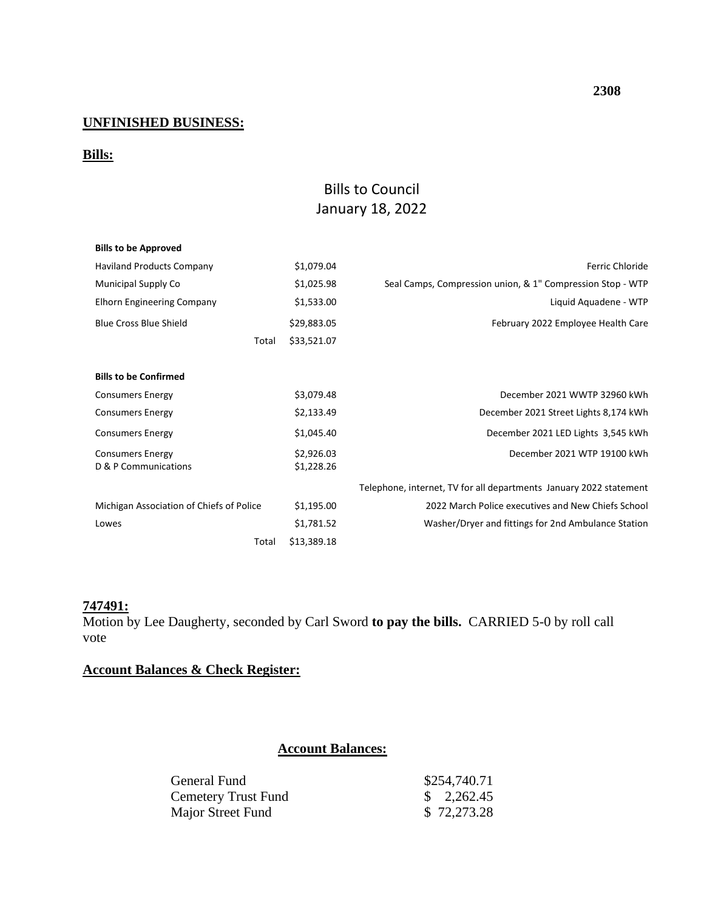**UNFINISHED BUSINESS:**

**Bills:**

## Bills to Council
## January 18, 2022

| **Bills to be Approved** | | |
|---|---|---|
| Haviland Products Company | $1,079.04 | Ferric Chloride |
| Municipal Supply Co | $1,025.98 | Seal Camps, Compression union, & 1" Compression Stop - WTP |
| Elhorn Engineering Company | $1,533.00 | Liquid Aquadene - WTP |
| Blue Cross Blue Shield | $29,883.05 | February 2022 Employee Health Care |
| Total | $33,521.07 | |

| **Bills to be Confirmed** | | |
|---|---|---|
| Consumers Energy | $3,079.48 | December 2021 WWTP 32960 kWh |
| Consumers Energy | $2,133.49 | December 2021 Street Lights 8,174 kWh |
| Consumers Energy | $1,045.40 | December 2021 LED Lights 3,545 kWh |
| Consumers Energy | $2,926.03 | December 2021 WTP 19100 kWh |
| D & P Communications | $1,228.26 | Telephone, internet, TV for all departments January 2022 statement |
| Michigan Association of Chiefs of Police | $1,195.00 | 2022 March Police executives and New Chiefs School |
| Lowes | $1,781.52 | Washer/Dryer and fittings for 2nd Ambulance Station |
| Total | $13,389.18 | |

**747491:**
Motion by Lee Daugherty, seconded by Carl Sword **to pay the bills.** CARRIED 5-0 by roll call vote

**Account Balances & Check Register:**

**Account Balances:**

| | |
|---|---|
| General Fund | $254,740.71 |
| Cemetery Trust Fund | $ 2,262.45 |
| Major Street Fund | $ 72,273.28 |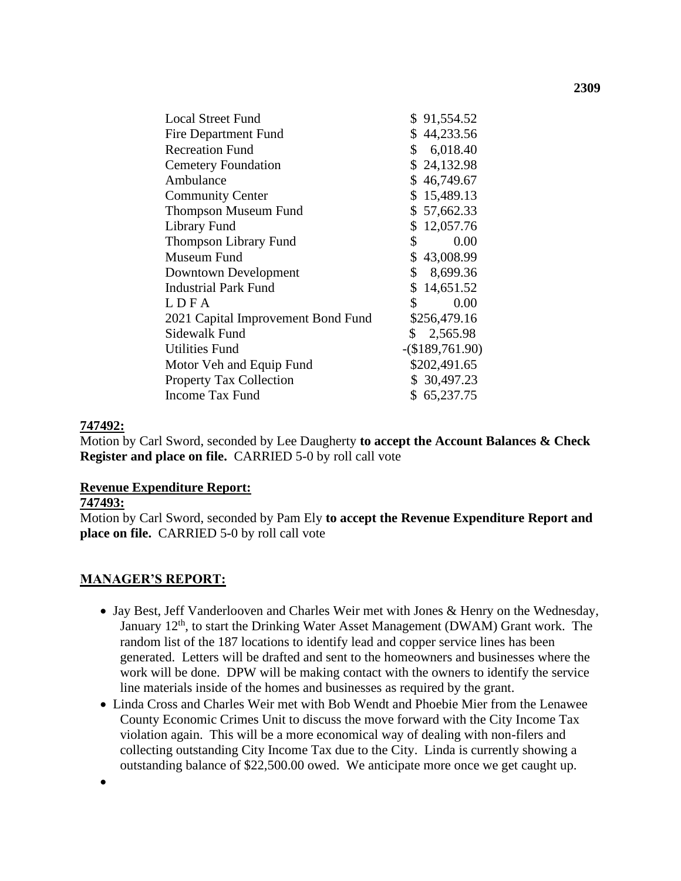| | |
|---|---|
| Local Street Fund | $ 91,554.52 |
| Fire Department Fund | $ 44,233.56 |
| Recreation Fund | $ 6,018.40 |
| Cemetery Foundation | $ 24,132.98 |
| Ambulance | $ 46,749.67 |
| Community Center | $ 15,489.13 |
| Thompson Museum Fund | $ 57,662.33 |
| Library Fund | $ 12,057.76 |
| Thompson Library Fund | $ 0.00 |
| Museum Fund | $ 43,008.99 |
| Downtown Development | $ 8,699.36 |
| Industrial Park Fund | $ 14,651.52 |
| L D F A | $ 0.00 |
| 2021 Capital Improvement Bond Fund | $256,479.16 |
| Sidewalk Fund | $ 2,565.98 |
| Utilities Fund | -($189,761.90) |
| Motor Veh and Equip Fund | $202,491.65 |
| Property Tax Collection | $ 30,497.23 |
| Income Tax Fund | $ 65,237.75 |

**747492:**
Motion by Carl Sword, seconded by Lee Daugherty **to accept the Account Balances & Check Register and place on file.** CARRIED 5-0 by roll call vote

**Revenue Expenditure Report:**
**747493:**
Motion by Carl Sword, seconded by Pam Ely **to accept the Revenue Expenditure Report and place on file.** CARRIED 5-0 by roll call vote

## MANAGER'S REPORT:

- Jay Best, Jeff Vanderlooven and Charles Weir met with Jones & Henry on the Wednesday, January 12th, to start the Drinking Water Asset Management (DWAM) Grant work. The random list of the 187 locations to identify lead and copper service lines has been generated. Letters will be drafted and sent to the homeowners and businesses where the work will be done. DPW will be making contact with the owners to identify the service line materials inside of the homes and businesses as required by the grant.
- Linda Cross and Charles Weir met with Bob Wendt and Phoebie Mier from the Lenawee County Economic Crimes Unit to discuss the move forward with the City Income Tax violation again. This will be a more economical way of dealing with non-filers and collecting outstanding City Income Tax due to the City. Linda is currently showing a outstanding balance of $22,500.00 owed. We anticipate more once we get caught up.
-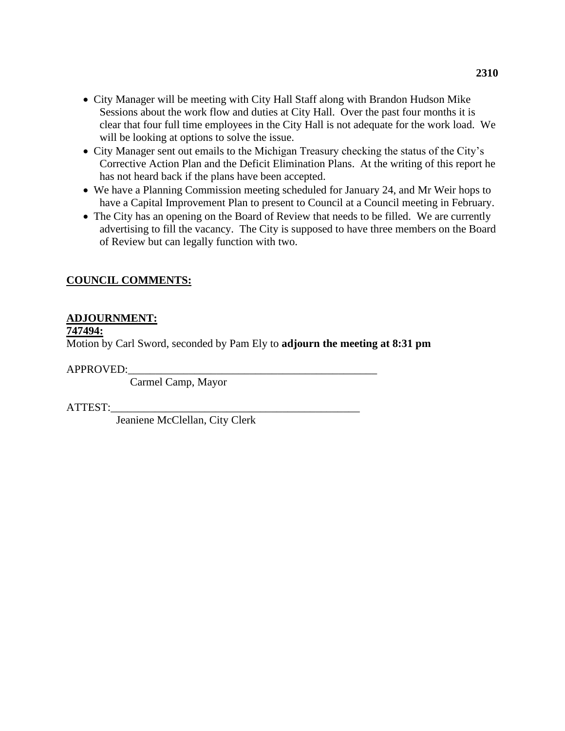- City Manager will be meeting with City Hall Staff along with Brandon Hudson Mike Sessions about the work flow and duties at City Hall. Over the past four months it is clear that four full time employees in the City Hall is not adequate for the work load. We will be looking at options to solve the issue.
- City Manager sent out emails to the Michigan Treasury checking the status of the City's Corrective Action Plan and the Deficit Elimination Plans. At the writing of this report he has not heard back if the plans have been accepted.
- We have a Planning Commission meeting scheduled for January 24, and Mr Weir hops to have a Capital Improvement Plan to present to Council at a Council meeting in February.
- The City has an opening on the Board of Review that needs to be filled. We are currently advertising to fill the vacancy. The City is supposed to have three members on the Board of Review but can legally function with two.

**COUNCIL COMMENTS:**

**ADJOURNMENT:**
**747494:**
Motion by Carl Sword, seconded by Pam Ely to **adjourn the meeting at 8:31 pm**

APPROVED:_______________________________________________
Carmel Camp, Mayor

ATTEST:_______________________________________________
Jeaniene McClellan, City Clerk